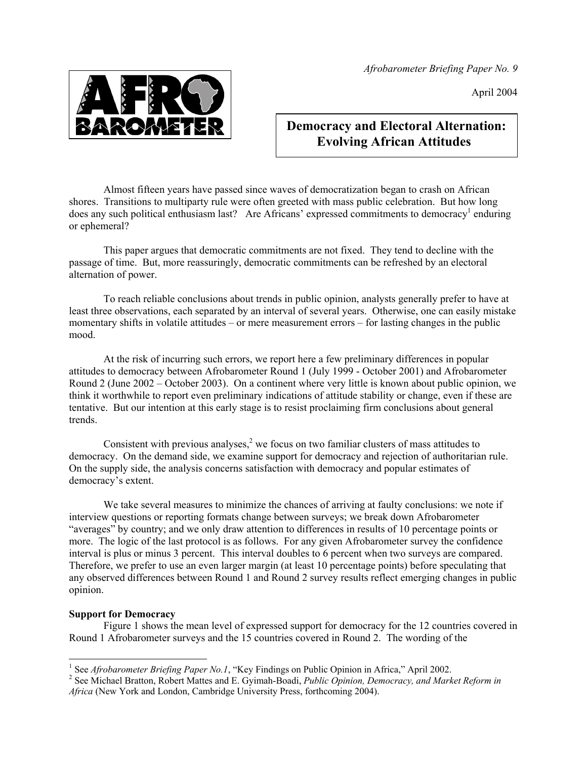*Afrobarometer Briefing Paper No. 9*

April 2004

# Democracy and Electoral Alternation: Evolving African Attitudes

Almost fifteen years have passed since waves of democratization began to crash on African shores. Transitions to multiparty rule were often greeted with mass public celebration. But how long does any such political enthusiasm last? Are Africans' expressed commitments to democracy[1] enduring or ephemeral?

This paper argues that democratic commitments are not fixed. They tend to decline with the passage of time. But, more reassuringly, democratic commitments can be refreshed by an electoral alternation of power.

To reach reliable conclusions about trends in public opinion, analysts generally prefer to have at least three observations, each separated by an interval of several years. Otherwise, one can easily mistake momentary shifts in volatile attitudes – or mere measurement errors – for lasting changes in the public mood.

At the risk of incurring such errors, we report here a few preliminary differences in popular attitudes to democracy between Afrobarometer Round 1 (July 1999 - October 2001) and Afrobarometer Round 2 (June 2002 – October 2003). On a continent where very little is known about public opinion, we think it worthwhile to report even preliminary indications of attitude stability or change, even if these are tentative. But our intention at this early stage is to resist proclaiming firm conclusions about general trends.

Consistent with previous analyses,[2] we focus on two familiar clusters of mass attitudes to democracy. On the demand side, we examine support for democracy and rejection of authoritarian rule. On the supply side, the analysis concerns satisfaction with democracy and popular estimates of democracy's extent.

We take several measures to minimize the chances of arriving at faulty conclusions: we note if interview questions or reporting formats change between surveys; we break down Afrobarometer "averages" by country; and we only draw attention to differences in results of 10 percentage points or more. The logic of the last protocol is as follows. For any given Afrobarometer survey the confidence interval is plus or minus 3 percent. This interval doubles to 6 percent when two surveys are compared. Therefore, we prefer to use an even larger margin (at least 10 percentage points) before speculating that any observed differences between Round 1 and Round 2 survey results reflect emerging changes in public opinion.

**Support for Democracy**

Figure 1 shows the mean level of expressed support for democracy for the 12 countries covered in Round 1 Afrobarometer surveys and the 15 countries covered in Round 2. The wording of the

---

[1] See *Afrobarometer Briefing Paper No.1*, "Key Findings on Public Opinion in Africa," April 2002.

[2] See Michael Bratton, Robert Mattes and E. Gyimah-Boadi, *Public Opinion, Democracy, and Market Reform in Africa* (New York and London, Cambridge University Press, forthcoming 2004).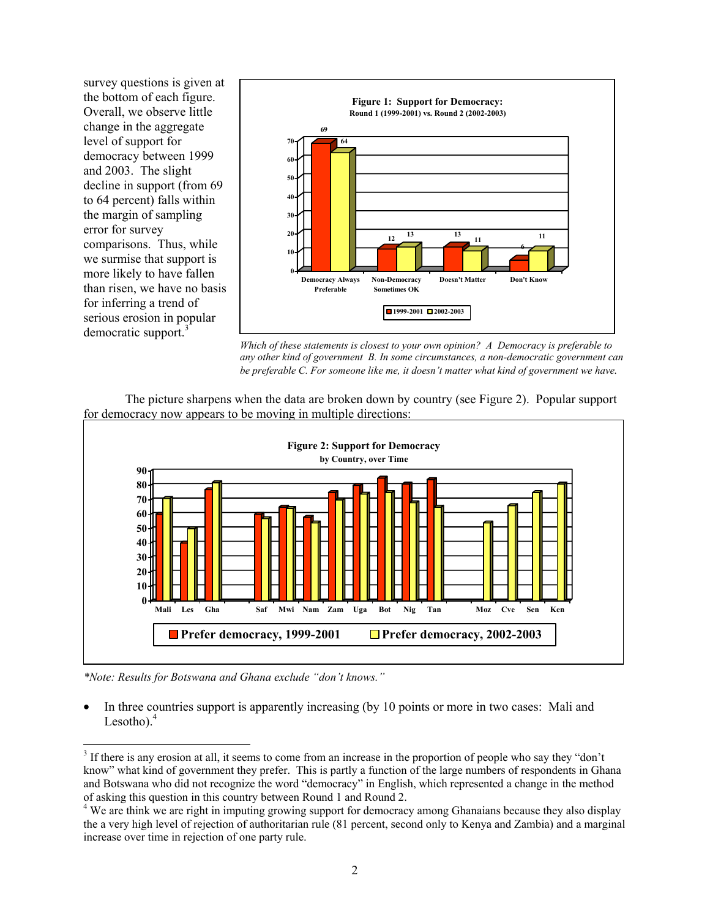survey questions is given at the bottom of each figure. Overall, we observe little change in the aggregate level of support for democracy between 1999 and 2003. The slight decline in support (from 69 to 64 percent) falls within the margin of sampling error for survey comparisons. Thus, while we surmise that support is more likely to have fallen than risen, we have no basis for inferring a trend of serious erosion in popular democratic support.[3]

**Figure 1: Support for Democracy:**
**Round 1 (1999-2001) vs. Round 2 (2002-2003)**

| | Democracy Always Preferable | Non-Democracy Sometimes OK | Doesn't Matter | Don't Know |
|---|---|---|---|---|
| 1999-2001 | 69 | 12 | 13 | 6 |
| 2002-2003 | 64 | 13 | 11 | 11 |

*Which of these statements is closest to your own opinion? A Democracy is preferable to any other kind of government B. In some circumstances, a non-democratic government can be preferable C. For someone like me, it doesn't matter what kind of government we have.*

The picture sharpens when the data are broken down by country (see Figure 2). Popular support for democracy now appears to be moving in multiple directions:

**Figure 2: Support for Democracy**
**by Country, over Time**

Countries shown: Mali, Les, Gha, Saf, Mwi, Nam, Zam, Uga, Bot, Nig, Tan, Moz, Cve, Sen, Ken. Legend: Prefer democracy, 1999-2001; Prefer democracy, 2002-2003.

*\*Note: Results for Botswana and Ghana exclude "don't knows."*

- In three countries support is apparently increasing (by 10 points or more in two cases: Mali and Lesotho).[4]

---

[3] If there is any erosion at all, it seems to come from an increase in the proportion of people who say they "don't know" what kind of government they prefer. This is partly a function of the large numbers of respondents in Ghana and Botswana who did not recognize the word "democracy" in English, which represented a change in the method of asking this question in this country between Round 1 and Round 2.

[4] We are think we are right in imputing growing support for democracy among Ghanaians because they also display the a very high level of rejection of authoritarian rule (81 percent, second only to Kenya and Zambia) and a marginal increase over time in rejection of one party rule.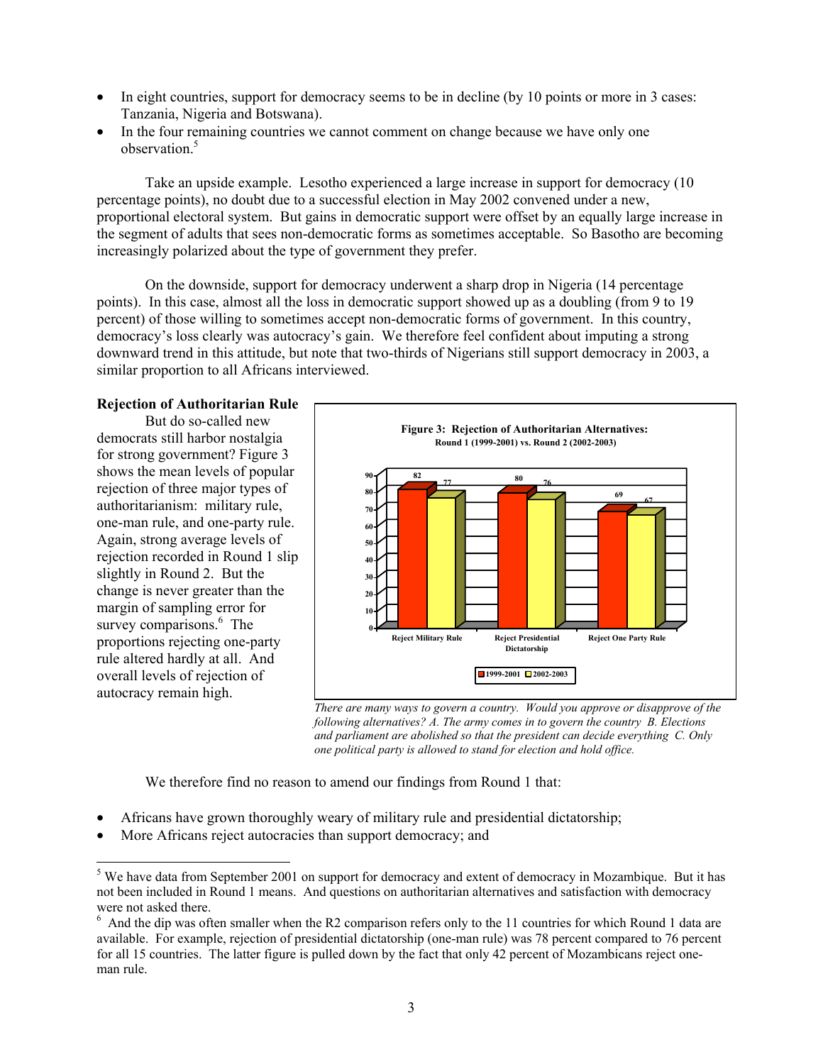- In eight countries, support for democracy seems to be in decline (by 10 points or more in 3 cases: Tanzania, Nigeria and Botswana).
- In the four remaining countries we cannot comment on change because we have only one observation.[5]

Take an upside example. Lesotho experienced a large increase in support for democracy (10 percentage points), no doubt due to a successful election in May 2002 convened under a new, proportional electoral system. But gains in democratic support were offset by an equally large increase in the segment of adults that sees non-democratic forms as sometimes acceptable. So Basotho are becoming increasingly polarized about the type of government they prefer.

On the downside, support for democracy underwent a sharp drop in Nigeria (14 percentage points). In this case, almost all the loss in democratic support showed up as a doubling (from 9 to 19 percent) of those willing to sometimes accept non-democratic forms of government. In this country, democracy's loss clearly was autocracy's gain. We therefore feel confident about imputing a strong downward trend in this attitude, but note that two-thirds of Nigerians still support democracy in 2003, a similar proportion to all Africans interviewed.

**Rejection of Authoritarian Rule**

But do so-called new democrats still harbor nostalgia for strong government? Figure 3 shows the mean levels of popular rejection of three major types of authoritarianism: military rule, one-man rule, and one-party rule. Again, strong average levels of rejection recorded in Round 1 slip slightly in Round 2. But the change is never greater than the margin of sampling error for survey comparisons.[6] The proportions rejecting one-party rule altered hardly at all. And overall levels of rejection of autocracy remain high.

**Figure 3: Rejection of Authoritarian Alternatives:**
**Round 1 (1999-2001) vs. Round 2 (2002-2003)**

| | 1999-2001 | 2002-2003 |
|---|---|---|
| Reject Military Rule | 82 | 77 |
| Reject Presidential Dictatorship | 80 | 76 |
| Reject One Party Rule | 69 | 67 |

*There are many ways to govern a country. Would you approve or disapprove of the following alternatives? A. The army comes in to govern the country B. Elections and parliament are abolished so that the president can decide everything C. Only one political party is allowed to stand for election and hold office.*

We therefore find no reason to amend our findings from Round 1 that:

- Africans have grown thoroughly weary of military rule and presidential dictatorship;
- More Africans reject autocracies than support democracy; and

---

[5] We have data from September 2001 on support for democracy and extent of democracy in Mozambique. But it has not been included in Round 1 means. And questions on authoritarian alternatives and satisfaction with democracy were not asked there.

[6] And the dip was often smaller when the R2 comparison refers only to the 11 countries for which Round 1 data are available. For example, rejection of presidential dictatorship (one-man rule) was 78 percent compared to 76 percent for all 15 countries. The latter figure is pulled down by the fact that only 42 percent of Mozambicans reject one-man rule.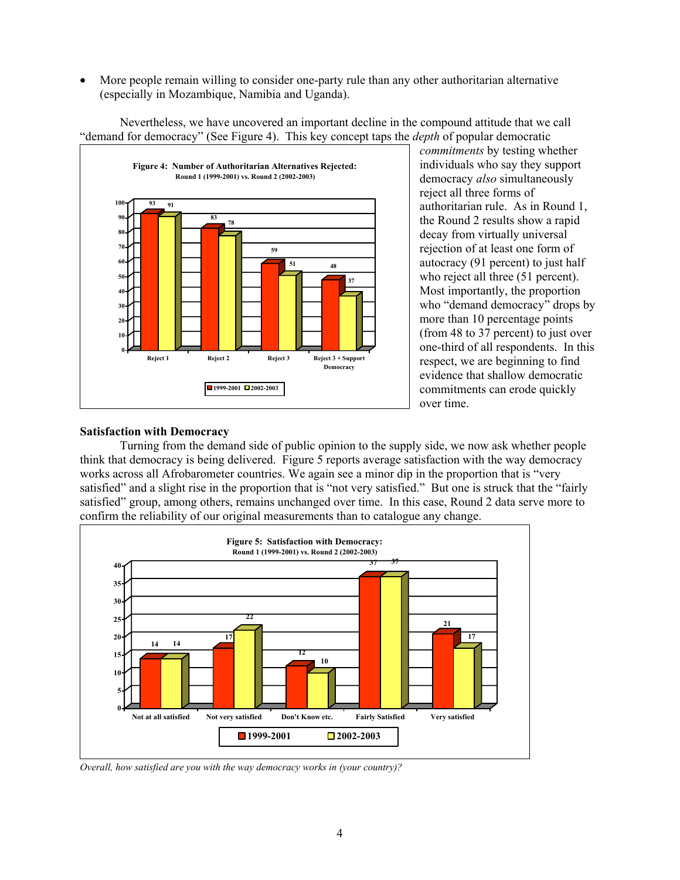- More people remain willing to consider one-party rule than any other authoritarian alternative (especially in Mozambique, Namibia and Uganda).

Nevertheless, we have uncovered an important decline in the compound attitude that we call "demand for democracy" (See Figure 4). This key concept taps the *depth* of popular democratic *commitments* by testing whether individuals who say they support democracy *also* simultaneously reject all three forms of authoritarian rule. As in Round 1, the Round 2 results show a rapid decay from virtually universal rejection of at least one form of autocracy (91 percent) to just half who reject all three (51 percent). Most importantly, the proportion who "demand democracy" drops by more than 10 percentage points (from 48 to 37 percent) to just over one-third of all respondents. In this respect, we are beginning to find evidence that shallow democratic commitments can erode quickly over time.

**Figure 4: Number of Authoritarian Alternatives Rejected:**
**Round 1 (1999-2001) vs. Round 2 (2002-2003)**

| | 1999-2001 | 2002-2003 |
|---|---|---|
| Reject 1 | 93 | 91 |
| Reject 2 | 83 | 78 |
| Reject 3 | 59 | 51 |
| Reject 3 + Support Democracy | 48 | 37 |

**Satisfaction with Democracy**

Turning from the demand side of public opinion to the supply side, we now ask whether people think that democracy is being delivered. Figure 5 reports average satisfaction with the way democracy works across all Afrobarometer countries. We again see a minor dip in the proportion that is "very satisfied" and a slight rise in the proportion that is "not very satisfied." But one is struck that the "fairly satisfied" group, among others, remains unchanged over time. In this case, Round 2 data serve more to confirm the reliability of our original measurements than to catalogue any change.

**Figure 5: Satisfaction with Democracy:**
**Round 1 (1999-2001) vs. Round 2 (2002-2003)**

| | 1999-2001 | 2002-2003 |
|---|---|---|
| Not at all satisfied | 14 | 14 |
| Not very satisfied | 17 | 22 |
| Don't Know etc. | 12 | 10 |
| Fairly Satisfied | 37 | 37 |
| Very satisfied | 21 | 17 |

*Overall, how satisfied are you with the way democracy works in (your country)?*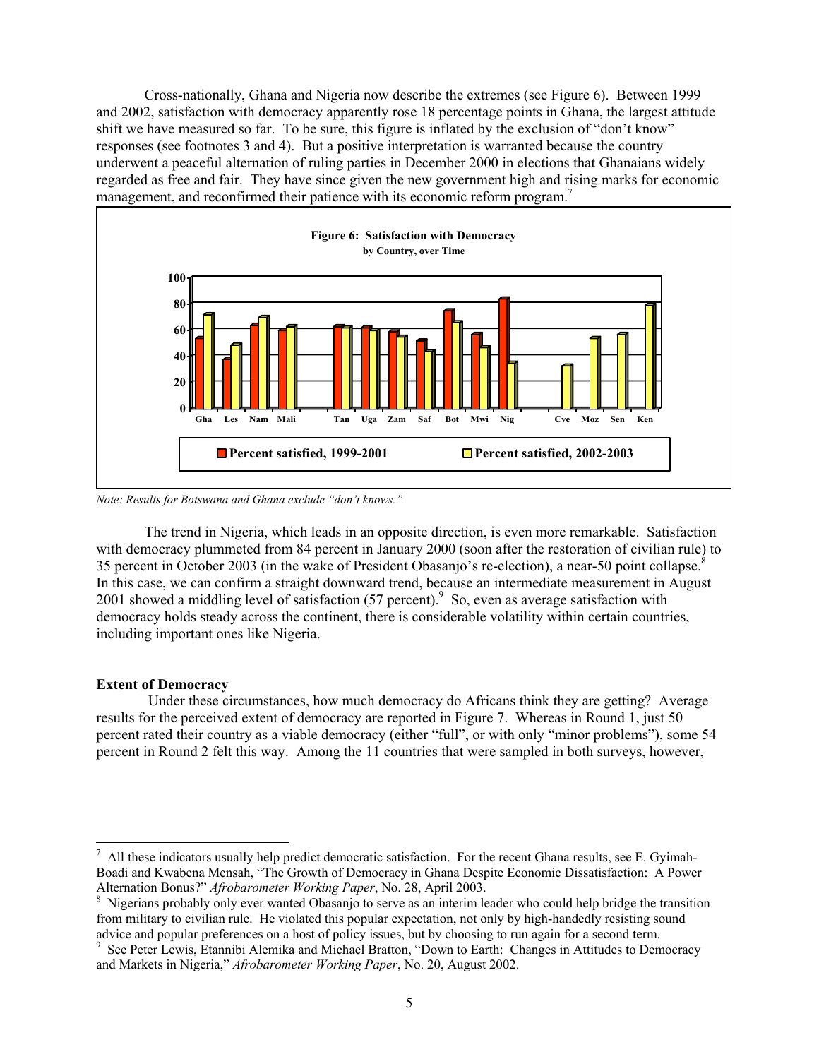Cross-nationally, Ghana and Nigeria now describe the extremes (see Figure 6). Between 1999 and 2002, satisfaction with democracy apparently rose 18 percentage points in Ghana, the largest attitude shift we have measured so far. To be sure, this figure is inflated by the exclusion of "don't know" responses (see footnotes 3 and 4). But a positive interpretation is warranted because the country underwent a peaceful alternation of ruling parties in December 2000 in elections that Ghanaians widely regarded as free and fair. They have since given the new government high and rising marks for economic management, and reconfirmed their patience with its economic reform program.[7]

**Figure 6: Satisfaction with Democracy**
**by Country, over Time**

| Country | Percent satisfied, 1999-2001 | Percent satisfied, 2002-2003 |
|---|---|---|
| Gha | 54 | 72 |
| Les | 38 | 49 |
| Nam | 64 | 70 |
| Mali | 60 | 63 |
| Tan | 63 | 62 |
| Uga | 62 | 60 |
| Zam | 59 | 55 |
| Saf | 52 | 44 |
| Bot | 75 | 66 |
| Mwi | 57 | 47 |
| Nig | 84 | 35 |
| Cve | | 33 |
| Moz | | 54 |
| Sen | | 57 |
| Ken | | 79 |

*Note: Results for Botswana and Ghana exclude "don't knows."*

The trend in Nigeria, which leads in an opposite direction, is even more remarkable. Satisfaction with democracy plummeted from 84 percent in January 2000 (soon after the restoration of civilian rule) to 35 percent in October 2003 (in the wake of President Obasanjo's re-election), a near-50 point collapse.[8] In this case, we can confirm a straight downward trend, because an intermediate measurement in August 2001 showed a middling level of satisfaction (57 percent).[9] So, even as average satisfaction with democracy holds steady across the continent, there is considerable volatility within certain countries, including important ones like Nigeria.

**Extent of Democracy**

Under these circumstances, how much democracy do Africans think they are getting? Average results for the perceived extent of democracy are reported in Figure 7. Whereas in Round 1, just 50 percent rated their country as a viable democracy (either "full", or with only "minor problems"), some 54 percent in Round 2 felt this way. Among the 11 countries that were sampled in both surveys, however,

---

[7] All these indicators usually help predict democratic satisfaction. For the recent Ghana results, see E. Gyimah-Boadi and Kwabena Mensah, "The Growth of Democracy in Ghana Despite Economic Dissatisfaction: A Power Alternation Bonus?" *Afrobarometer Working Paper*, No. 28, April 2003.

[8] Nigerians probably only ever wanted Obasanjo to serve as an interim leader who could help bridge the transition from military to civilian rule. He violated this popular expectation, not only by high-handedly resisting sound advice and popular preferences on a host of policy issues, but by choosing to run again for a second term.

[9] See Peter Lewis, Etannibi Alemika and Michael Bratton, "Down to Earth: Changes in Attitudes to Democracy and Markets in Nigeria," *Afrobarometer Working Paper*, No. 20, August 2002.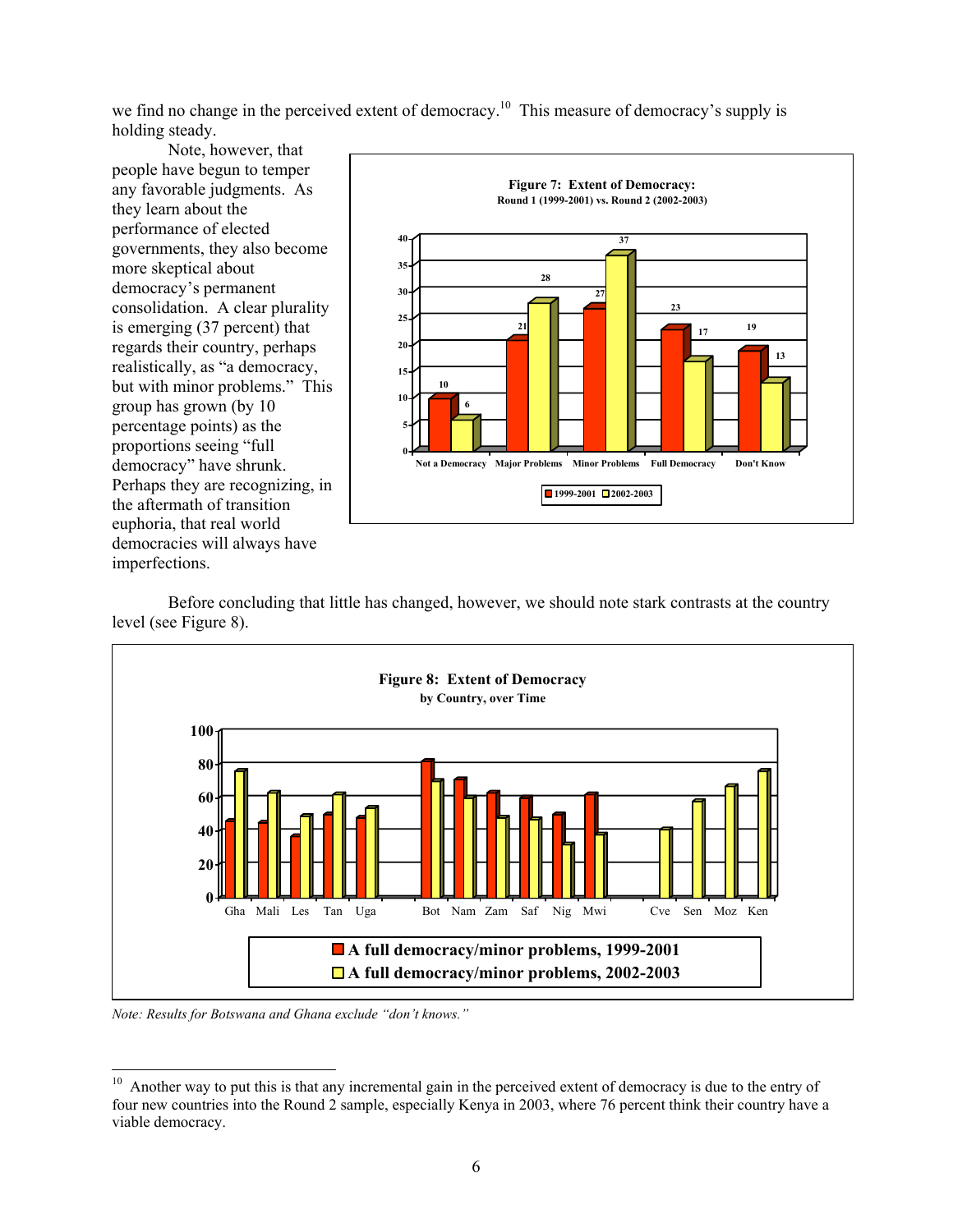we find no change in the perceived extent of democracy.[10] This measure of democracy's supply is holding steady.

Note, however, that people have begun to temper any favorable judgments. As they learn about the performance of elected governments, they also become more skeptical about democracy's permanent consolidation. A clear plurality is emerging (37 percent) that regards their country, perhaps realistically, as "a democracy, but with minor problems." This group has grown (by 10 percentage points) as the proportions seeing "full democracy" have shrunk. Perhaps they are recognizing, in the aftermath of transition euphoria, that real world democracies will always have imperfections.

**Figure 7: Extent of Democracy:**
**Round 1 (1999-2001) vs. Round 2 (2002-2003)**

| | Not a Democracy | Major Problems | Minor Problems | Full Democracy | Don't Know |
|---|---|---|---|---|---|
| 1999-2001 | 10 | 21 | 27 | 23 | 19 |
| 2002-2003 | 6 | 28 | 37 | 17 | 13 |

Before concluding that little has changed, however, we should note stark contrasts at the country level (see Figure 8).

**Figure 8: Extent of Democracy**
**by Country, over Time**

Legend: A full democracy/minor problems, 1999-2001; A full democracy/minor problems, 2002-2003

Countries: Gha, Mali, Les, Tan, Uga, Bot, Nam, Zam, Saf, Nig, Mwi, Cve, Sen, Moz, Ken

*Note: Results for Botswana and Ghana exclude "don't knows."*

[10] Another way to put this is that any incremental gain in the perceived extent of democracy is due to the entry of four new countries into the Round 2 sample, especially Kenya in 2003, where 76 percent think their country have a viable democracy.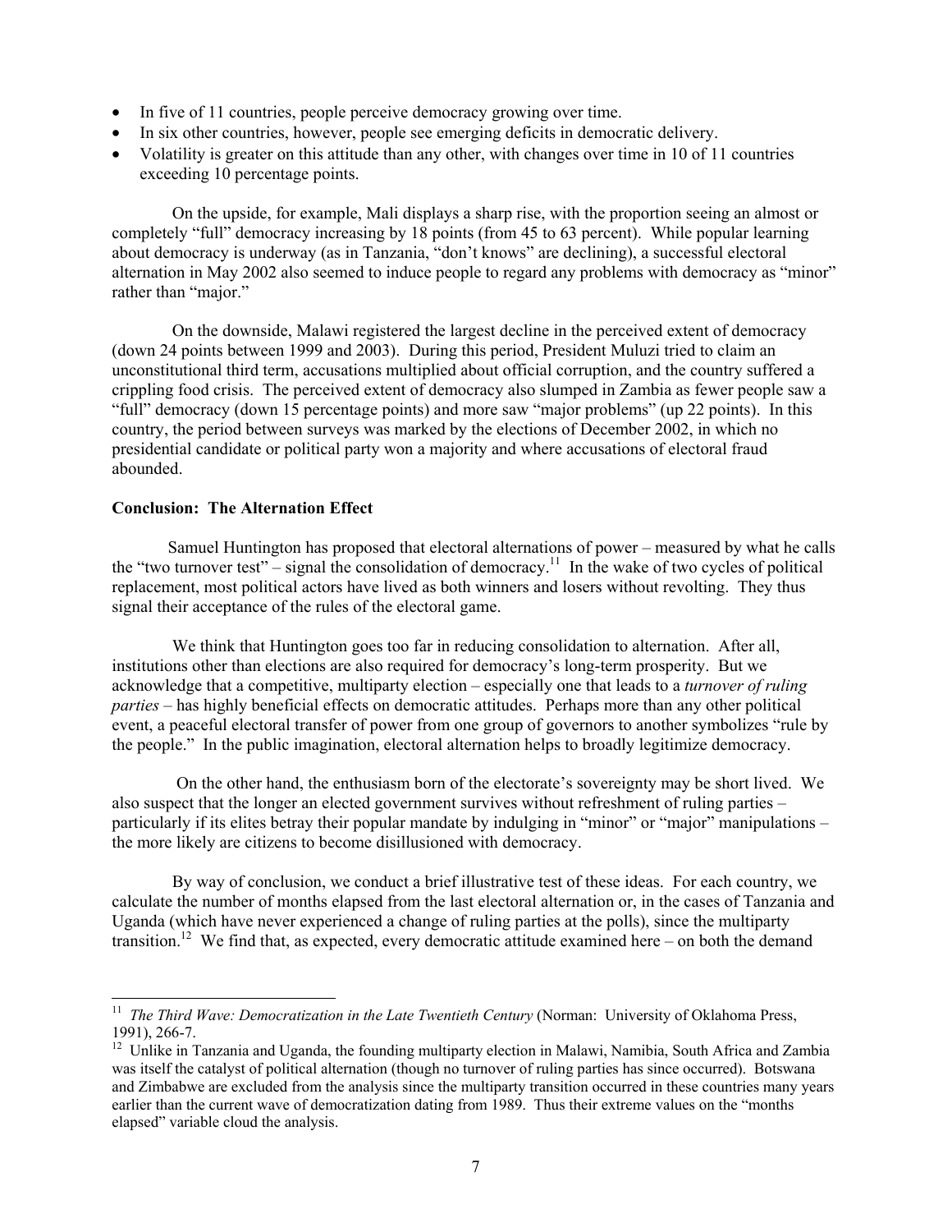- In five of 11 countries, people perceive democracy growing over time.
- In six other countries, however, people see emerging deficits in democratic delivery.
- Volatility is greater on this attitude than any other, with changes over time in 10 of 11 countries exceeding 10 percentage points.

On the upside, for example, Mali displays a sharp rise, with the proportion seeing an almost or completely "full" democracy increasing by 18 points (from 45 to 63 percent). While popular learning about democracy is underway (as in Tanzania, "don't knows" are declining), a successful electoral alternation in May 2002 also seemed to induce people to regard any problems with democracy as "minor" rather than "major."

On the downside, Malawi registered the largest decline in the perceived extent of democracy (down 24 points between 1999 and 2003). During this period, President Muluzi tried to claim an unconstitutional third term, accusations multiplied about official corruption, and the country suffered a crippling food crisis. The perceived extent of democracy also slumped in Zambia as fewer people saw a "full" democracy (down 15 percentage points) and more saw "major problems" (up 22 points). In this country, the period between surveys was marked by the elections of December 2002, in which no presidential candidate or political party won a majority and where accusations of electoral fraud abounded.

**Conclusion: The Alternation Effect**

Samuel Huntington has proposed that electoral alternations of power – measured by what he calls the "two turnover test" – signal the consolidation of democracy.[11] In the wake of two cycles of political replacement, most political actors have lived as both winners and losers without revolting. They thus signal their acceptance of the rules of the electoral game.

We think that Huntington goes too far in reducing consolidation to alternation. After all, institutions other than elections are also required for democracy's long-term prosperity. But we acknowledge that a competitive, multiparty election – especially one that leads to a *turnover of ruling parties* – has highly beneficial effects on democratic attitudes. Perhaps more than any other political event, a peaceful electoral transfer of power from one group of governors to another symbolizes "rule by the people." In the public imagination, electoral alternation helps to broadly legitimize democracy.

On the other hand, the enthusiasm born of the electorate's sovereignty may be short lived. We also suspect that the longer an elected government survives without refreshment of ruling parties – particularly if its elites betray their popular mandate by indulging in "minor" or "major" manipulations – the more likely are citizens to become disillusioned with democracy.

By way of conclusion, we conduct a brief illustrative test of these ideas. For each country, we calculate the number of months elapsed from the last electoral alternation or, in the cases of Tanzania and Uganda (which have never experienced a change of ruling parties at the polls), since the multiparty transition.[12] We find that, as expected, every democratic attitude examined here – on both the demand

---

[11] *The Third Wave: Democratization in the Late Twentieth Century* (Norman: University of Oklahoma Press, 1991), 266-7.

[12] Unlike in Tanzania and Uganda, the founding multiparty election in Malawi, Namibia, South Africa and Zambia was itself the catalyst of political alternation (though no turnover of ruling parties has since occurred). Botswana and Zimbabwe are excluded from the analysis since the multiparty transition occurred in these countries many years earlier than the current wave of democratization dating from 1989. Thus their extreme values on the "months elapsed" variable cloud the analysis.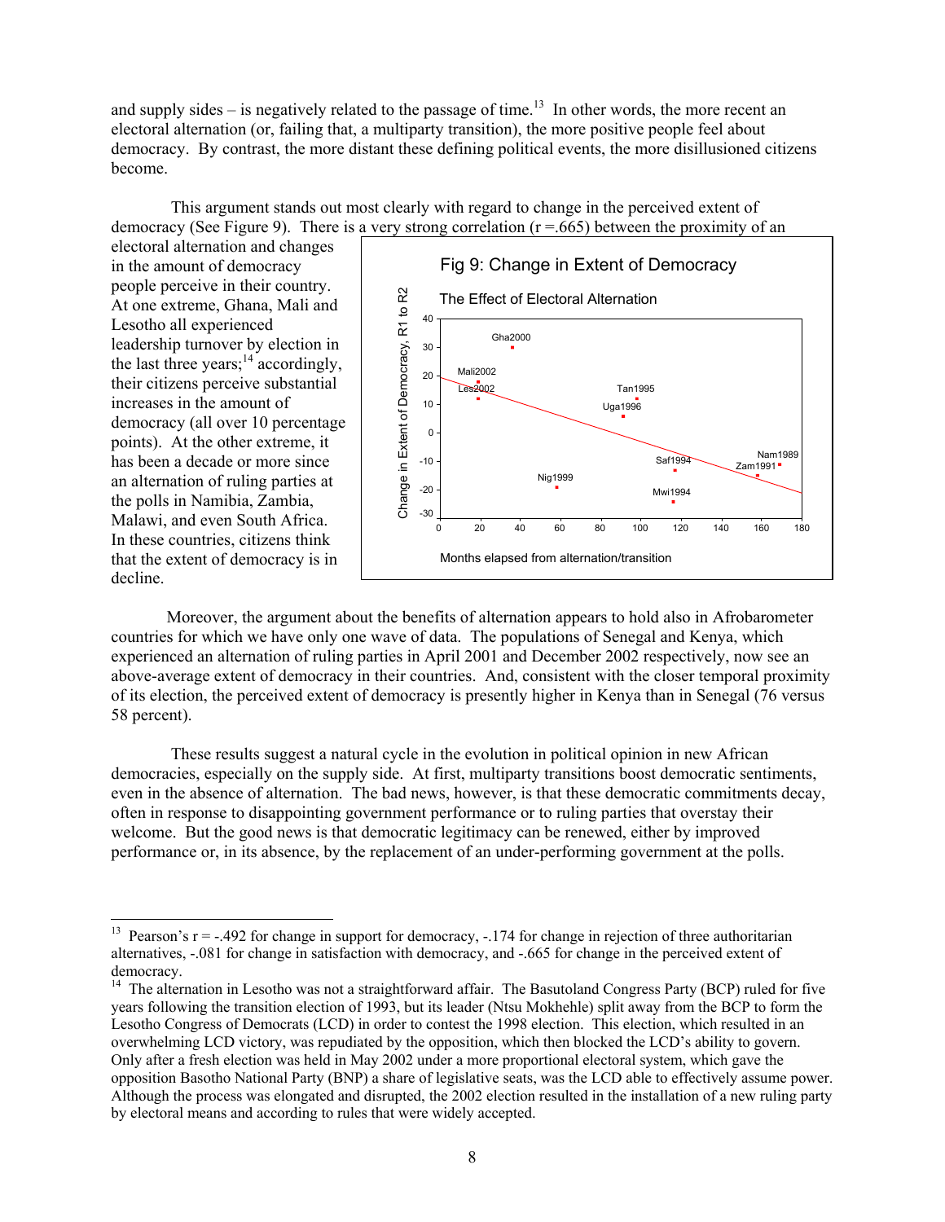and supply sides – is negatively related to the passage of time.[13] In other words, the more recent an electoral alternation (or, failing that, a multiparty transition), the more positive people feel about democracy. By contrast, the more distant these defining political events, the more disillusioned citizens become.

This argument stands out most clearly with regard to change in the perceived extent of democracy (See Figure 9). There is a very strong correlation (r =.665) between the proximity of an electoral alternation and changes in the amount of democracy people perceive in their country. At one extreme, Ghana, Mali and Lesotho all experienced leadership turnover by election in the last three years;[14] accordingly, their citizens perceive substantial increases in the amount of democracy (all over 10 percentage points). At the other extreme, it has been a decade or more since an alternation of ruling parties at the polls in Namibia, Zambia, Malawi, and even South Africa. In these countries, citizens think that the extent of democracy is in decline.

Fig 9: Change in Extent of Democracy

The Effect of Electoral Alternation

Moreover, the argument about the benefits of alternation appears to hold also in Afrobarometer countries for which we have only one wave of data. The populations of Senegal and Kenya, which experienced an alternation of ruling parties in April 2001 and December 2002 respectively, now see an above-average extent of democracy in their countries. And, consistent with the closer temporal proximity of its election, the perceived extent of democracy is presently higher in Kenya than in Senegal (76 versus 58 percent).

These results suggest a natural cycle in the evolution in political opinion in new African democracies, especially on the supply side. At first, multiparty transitions boost democratic sentiments, even in the absence of alternation. The bad news, however, is that these democratic commitments decay, often in response to disappointing government performance or to ruling parties that overstay their welcome. But the good news is that democratic legitimacy can be renewed, either by improved performance or, in its absence, by the replacement of an under-performing government at the polls.

---

[13] Pearson's r = -.492 for change in support for democracy, -.174 for change in rejection of three authoritarian alternatives, -.081 for change in satisfaction with democracy, and -.665 for change in the perceived extent of democracy.

[14] The alternation in Lesotho was not a straightforward affair. The Basutoland Congress Party (BCP) ruled for five years following the transition election of 1993, but its leader (Ntsu Mokhehle) split away from the BCP to form the Lesotho Congress of Democrats (LCD) in order to contest the 1998 election. This election, which resulted in an overwhelming LCD victory, was repudiated by the opposition, which then blocked the LCD's ability to govern. Only after a fresh election was held in May 2002 under a more proportional electoral system, which gave the opposition Basotho National Party (BNP) a share of legislative seats, was the LCD able to effectively assume power. Although the process was elongated and disrupted, the 2002 election resulted in the installation of a new ruling party by electoral means and according to rules that were widely accepted.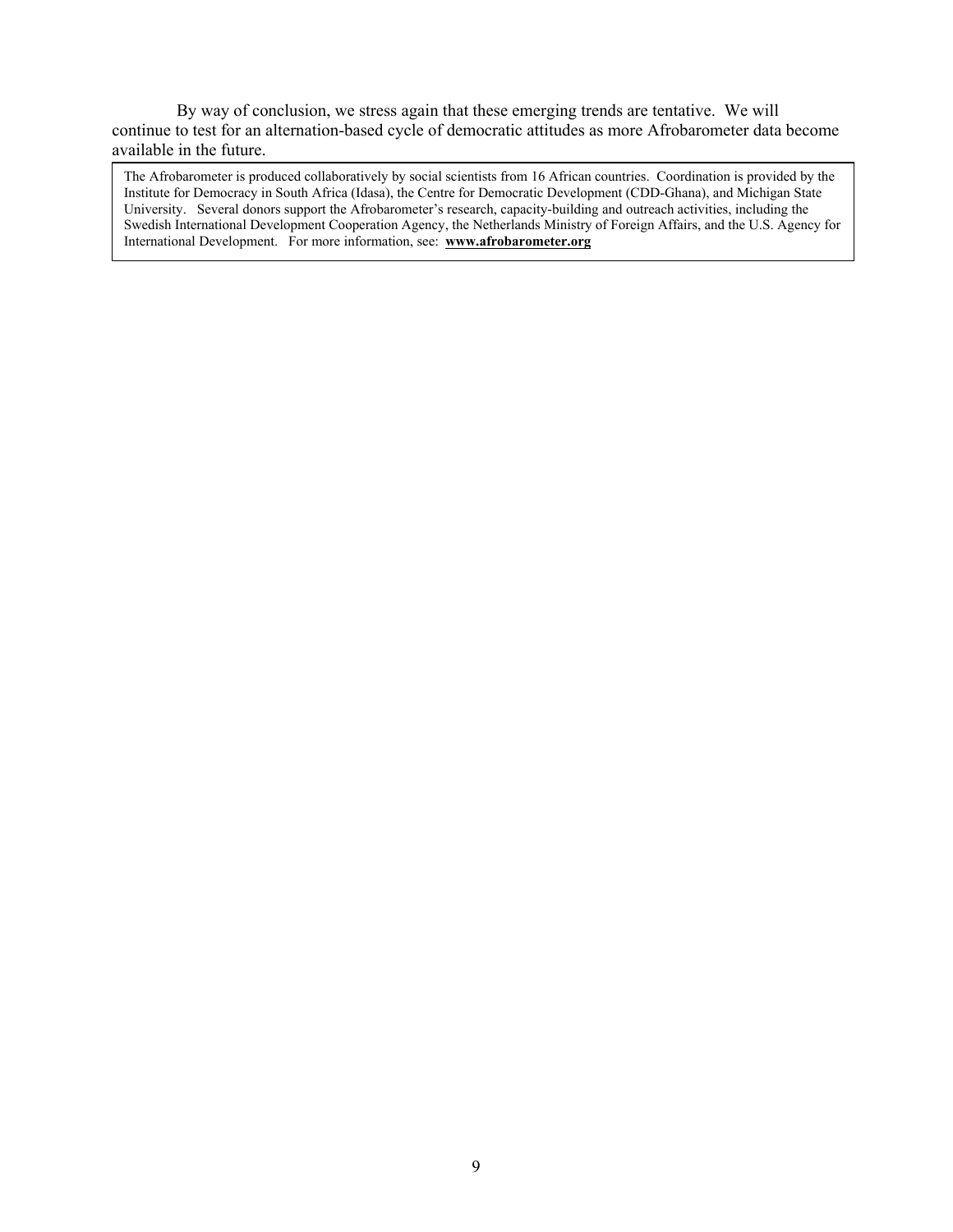By way of conclusion, we stress again that these emerging trends are tentative. We will continue to test for an alternation-based cycle of democratic attitudes as more Afrobarometer data become available in the future.

The Afrobarometer is produced collaboratively by social scientists from 16 African countries. Coordination is provided by the Institute for Democracy in South Africa (Idasa), the Centre for Democratic Development (CDD-Ghana), and Michigan State University. Several donors support the Afrobarometer's research, capacity-building and outreach activities, including the Swedish International Development Cooperation Agency, the Netherlands Ministry of Foreign Affairs, and the U.S. Agency for International Development. For more information, see: **www.afrobarometer.org**